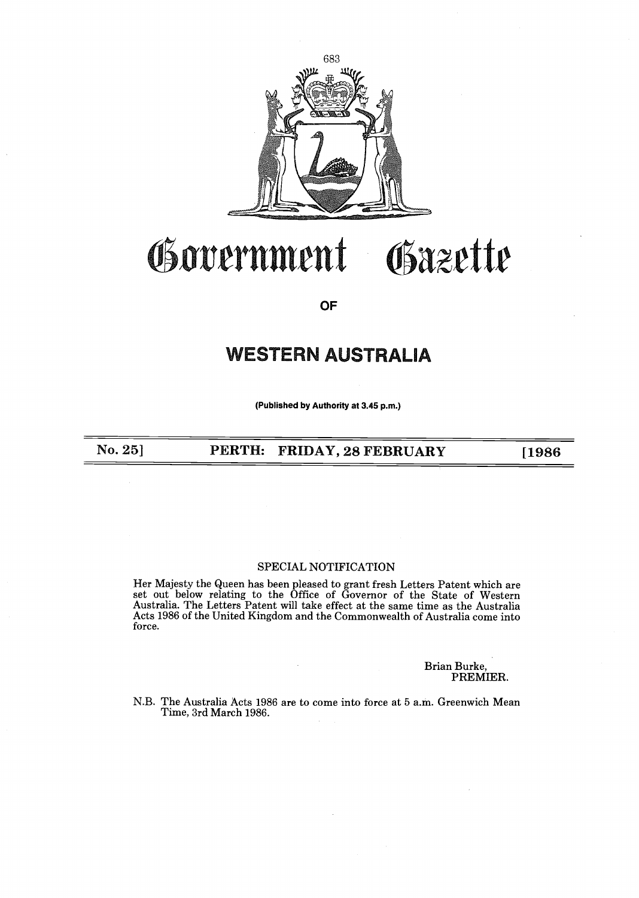# Government Gazette

## OF

# WESTERN AUSTRALIA

**(Published by Authority at 3.45 p.m.)**

**No. 25] PERTH: FRIDAY, 28 FEBRUARY [1986**

SPECIAL NOTIFICATION

Her Majesty the Queen has been pleased to grant fresh Letters Patent which are set out below relating to the Office of Governor of the State of Western Australia. The Letters Patent will take effect at the same time as the Australia Acts 1986 of the United Kingdom and the Commonwealth of Australia come into force.

Brian Burke,
PREMIER.

N.B. The Australia Acts 1986 are to come into force at 5 a.m. Greenwich Mean Time, 3rd March 1986.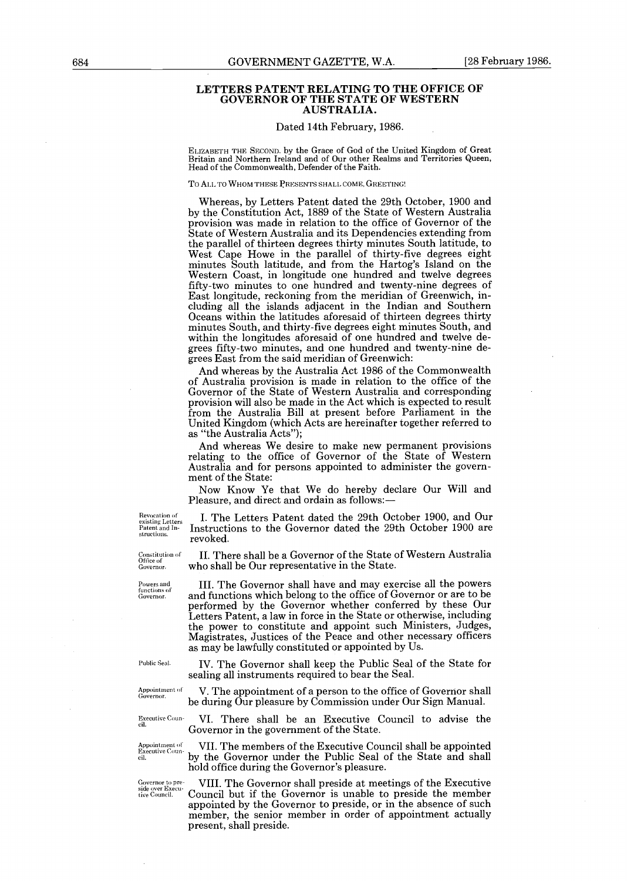## LETTERS PATENT RELATING TO THE OFFICE OF GOVERNOR OF THE STATE OF WESTERN AUSTRALIA.

Dated 14th February, 1986.

ELIZABETH THE SECOND, by the Grace of God of the United Kingdom of Great Britain and Northern Ireland and of Our other Realms and Territories Queen, Head of the Commonwealth, Defender of the Faith.

TO ALL TO WHOM THESE PRESENTS SHALL COME, GREETING!

Whereas, by Letters Patent dated the 29th October, 1900 and by the Constitution Act, 1889 of the State of Western Australia provision was made in relation to the office of Governor of the State of Western Australia and its Dependencies extending from the parallel of thirteen degrees thirty minutes South latitude, to West Cape Howe in the parallel of thirty-five degrees eight minutes South latitude, and from the Hartog's Island on the Western Coast, in longitude one hundred and twelve degrees fifty-two minutes to one hundred and twenty-nine degrees of East longitude, reckoning from the meridian of Greenwich, including all the islands adjacent in the Indian and Southern Oceans within the latitudes aforesaid of thirteen degrees thirty minutes South, and thirty-five degrees eight minutes South, and within the longitudes aforesaid of one hundred and twelve degrees fifty-two minutes, and one hundred and twenty-nine degrees East from the said meridian of Greenwich:

And whereas by the Australia Act 1986 of the Commonwealth of Australia provision is made in relation to the office of the Governor of the State of Western Australia and corresponding provision will also be made in the Act which is expected to result from the Australia Bill at present before Parliament in the United Kingdom (which Acts are hereinafter together referred to as "the Australia Acts");

And whereas We desire to make new permanent provisions relating to the office of Governor of the State of Western Australia and for persons appointed to administer the government of the State:

Now Know Ye that We do hereby declare Our Will and Pleasure, and direct and ordain as follows:—

*Revocation of existing Letters Patent and Instructions.*

I. The Letters Patent dated the 29th October 1900, and Our Instructions to the Governor dated the 29th October 1900 are revoked.

*Constitution of Office of Governor.*

II. There shall be a Governor of the State of Western Australia who shall be Our representative in the State.

*Powers and functions of Governor.*

III. The Governor shall have and may exercise all the powers and functions which belong to the office of Governor or are to be performed by the Governor whether conferred by these Our Letters Patent, a law in force in the State or otherwise, including the power to constitute and appoint such Ministers, Judges, Magistrates, Justices of the Peace and other necessary officers as may be lawfully constituted or appointed by Us.

*Public Seal.*

IV. The Governor shall keep the Public Seal of the State for sealing all instruments required to bear the Seal.

*Appointment of Governor.*

V. The appointment of a person to the office of Governor shall be during Our pleasure by Commission under Our Sign Manual.

*Executive Council.*

VI. There shall be an Executive Council to advise the Governor in the government of the State.

*Appointment of Executive Council.*

VII. The members of the Executive Council shall be appointed by the Governor under the Public Seal of the State and shall hold office during the Governor's pleasure.

*Governor to preside over Executive Council.*

VIII. The Governor shall preside at meetings of the Executive Council but if the Governor is unable to preside the member appointed by the Governor to preside, or in the absence of such member, the senior member in order of appointment actually present, shall preside.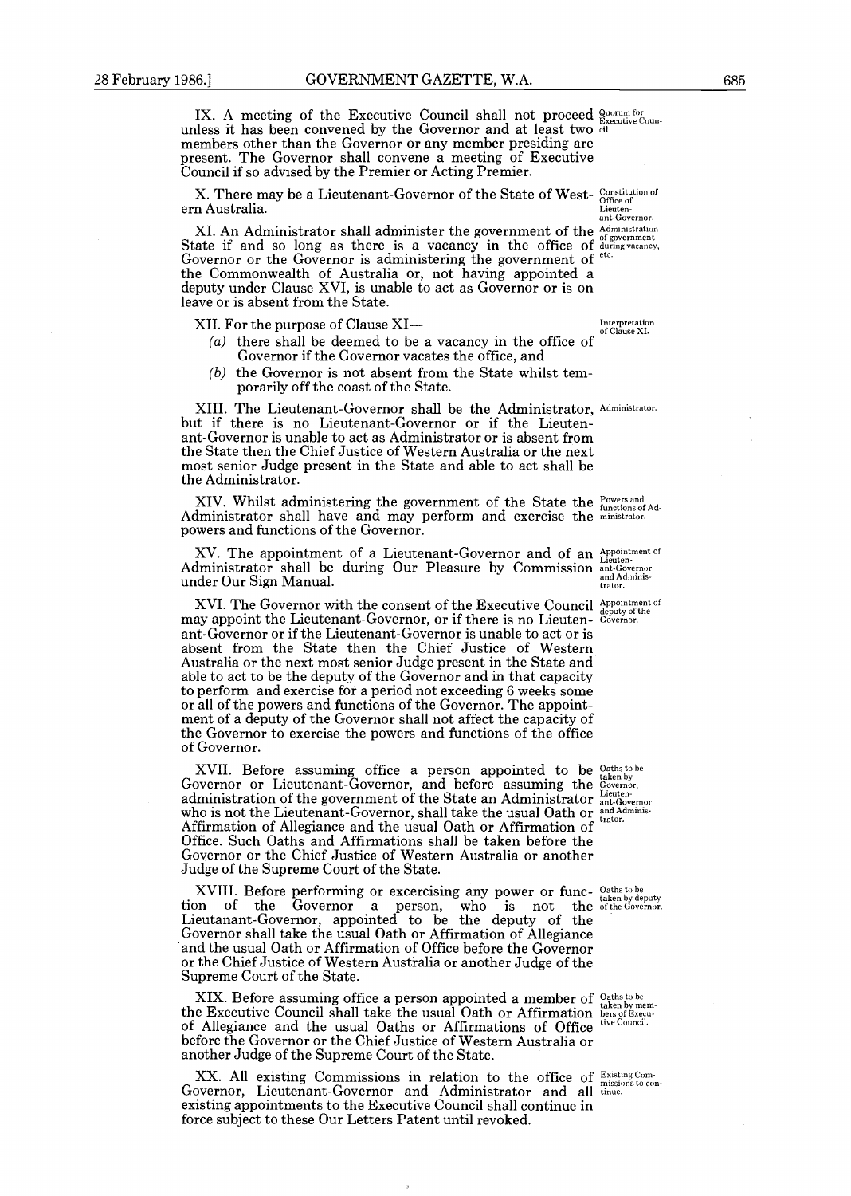IX. A meeting of the Executive Council shall not proceed unless it has been convened by the Governor and at least two members other than the Governor or any member presiding are present. The Governor shall convene a meeting of Executive Council if so advised by the Premier or Acting Premier.

*Quorum for Executive Council.*

X. There may be a Lieutenant-Governor of the State of Western Australia.

*Constitution of Office of Lieutenant-Governor.*

XI. An Administrator shall administer the government of the State if and so long as there is a vacancy in the office of Governor or the Governor is administering the government of the Commonwealth of Australia or, not having appointed a deputy under Clause XVI, is unable to act as Governor or is on leave or is absent from the State.

*Administration of government during vacancy, etc.*

XII. For the purpose of Clause XI—

*Interpretation of Clause XI.*

(a) there shall be deemed to be a vacancy in the office of Governor if the Governor vacates the office, and

(b) the Governor is not absent from the State whilst temporarily off the coast of the State.

XIII. The Lieutenant-Governor shall be the Administrator, but if there is no Lieutenant-Governor or if the Lieutenant-Governor is unable to act as Administrator or is absent from the State then the Chief Justice of Western Australia or the next most senior Judge present in the State and able to act shall be the Administrator.

*Administrator.*

XIV. Whilst administering the government of the State the Administrator shall have and may perform and exercise the powers and functions of the Governor.

*Powers and functions of Administrator.*

XV. The appointment of a Lieutenant-Governor and of an Administrator shall be during Our Pleasure by Commission under Our Sign Manual.

*Appointment of Lieutenant-Governor and Administrator.*

XVI. The Governor with the consent of the Executive Council may appoint the Lieutenant-Governor, or if there is no Lieutenant-Governor or if the Lieutenant-Governor is unable to act or is absent from the State then the Chief Justice of Western Australia or the next most senior Judge present in the State and able to act to be the deputy of the Governor and in that capacity to perform and exercise for a period not exceeding 6 weeks some or all of the powers and functions of the Governor. The appointment of a deputy of the Governor shall not affect the capacity of the Governor to exercise the powers and functions of the office of Governor.

*Appointment of deputy of the Governor.*

XVII. Before assuming office a person appointed to be Governor or Lieutenant-Governor, and before assuming the administration of the government of the State an Administrator who is not the Lieutenant-Governor, shall take the usual Oath or Affirmation of Allegiance and the usual Oath or Affirmation of Office. Such Oaths and Affirmations shall be taken before the Governor or the Chief Justice of Western Australia or another Judge of the Supreme Court of the State.

*Oaths to be taken by Governor, Lieutenant-Governor and Administrator.*

XVIII. Before performing or excercising any power or function of the Governor a person, who is not the Lieutanant-Governor, appointed to be the deputy of the Governor shall take the usual Oath or Affirmation of Allegiance and the usual Oath or Affirmation of Office before the Governor or the Chief Justice of Western Australia or another Judge of the Supreme Court of the State.

*Oaths to be taken by deputy of the Governor.*

XIX. Before assuming office a person appointed a member of the Executive Council shall take the usual Oath or Affirmation of Allegiance and the usual Oaths or Affirmations of Office before the Governor or the Chief Justice of Western Australia or another Judge of the Supreme Court of the State.

*Oaths to be taken by members of Executive Council.*

XX. All existing Commissions in relation to the office of Governor, Lieutenant-Governor and Administrator and all existing appointments to the Executive Council shall continue in force subject to these Our Letters Patent until revoked.

*Existing Commissions to continue.*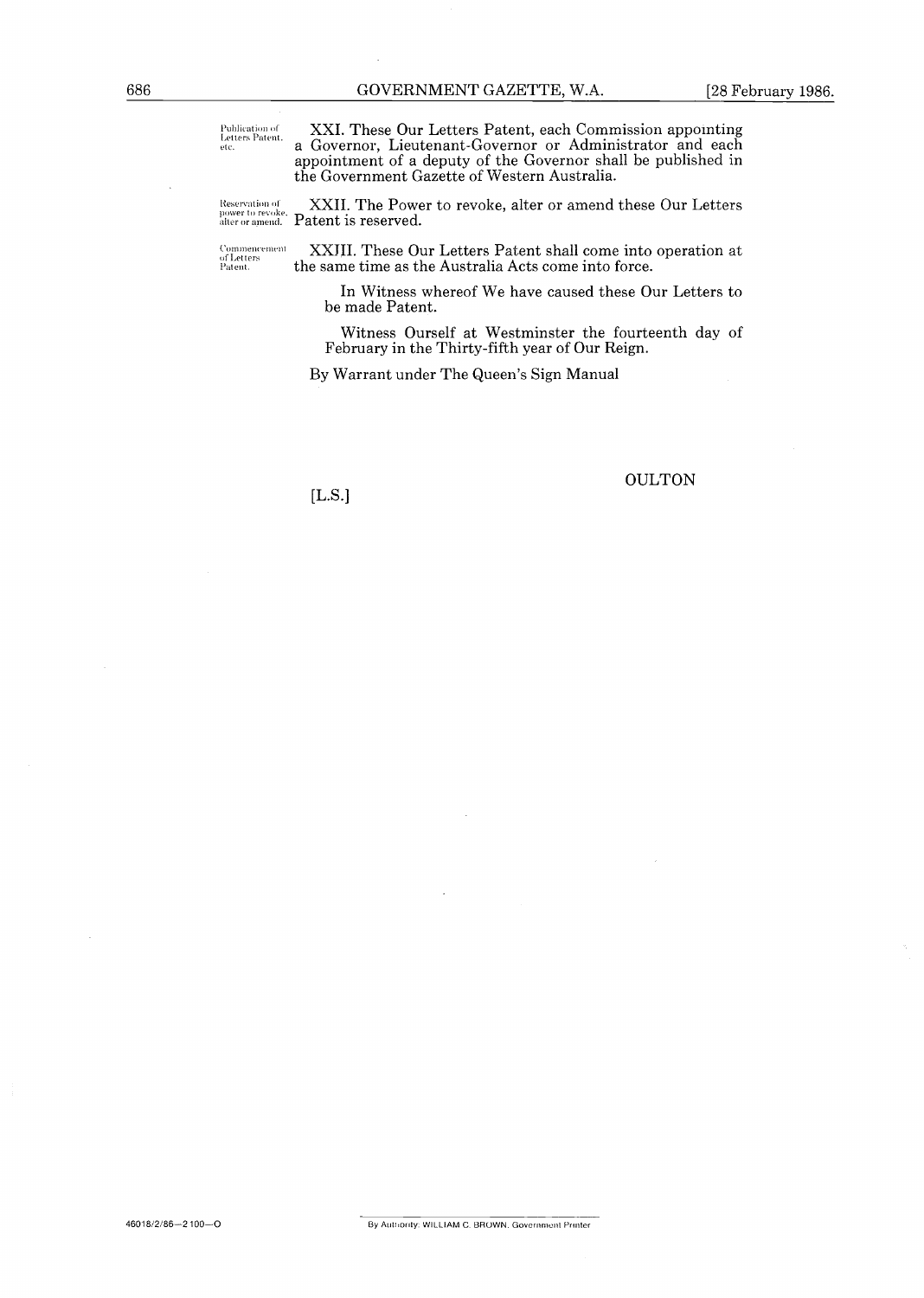Publication of Letters Patent, etc.

XXI. These Our Letters Patent, each Commission appointing a Governor, Lieutenant-Governor or Administrator and each appointment of a deputy of the Governor shall be published in the Government Gazette of Western Australia.

Reservation of power to revoke, alter or amend.

XXII. The Power to revoke, alter or amend these Our Letters Patent is reserved.

Commencement of Letters Patent.

XXIII. These Our Letters Patent shall come into operation at the same time as the Australia Acts come into force.

In Witness whereof We have caused these Our Letters to be made Patent.

Witness Ourself at Westminster the fourteenth day of February in the Thirty-fifth year of Our Reign.

By Warrant under The Queen's Sign Manual

OULTON

[L.S.]

46018/2/86—2100—O

By Authority: WILLIAM C. BROWN, Government Printer